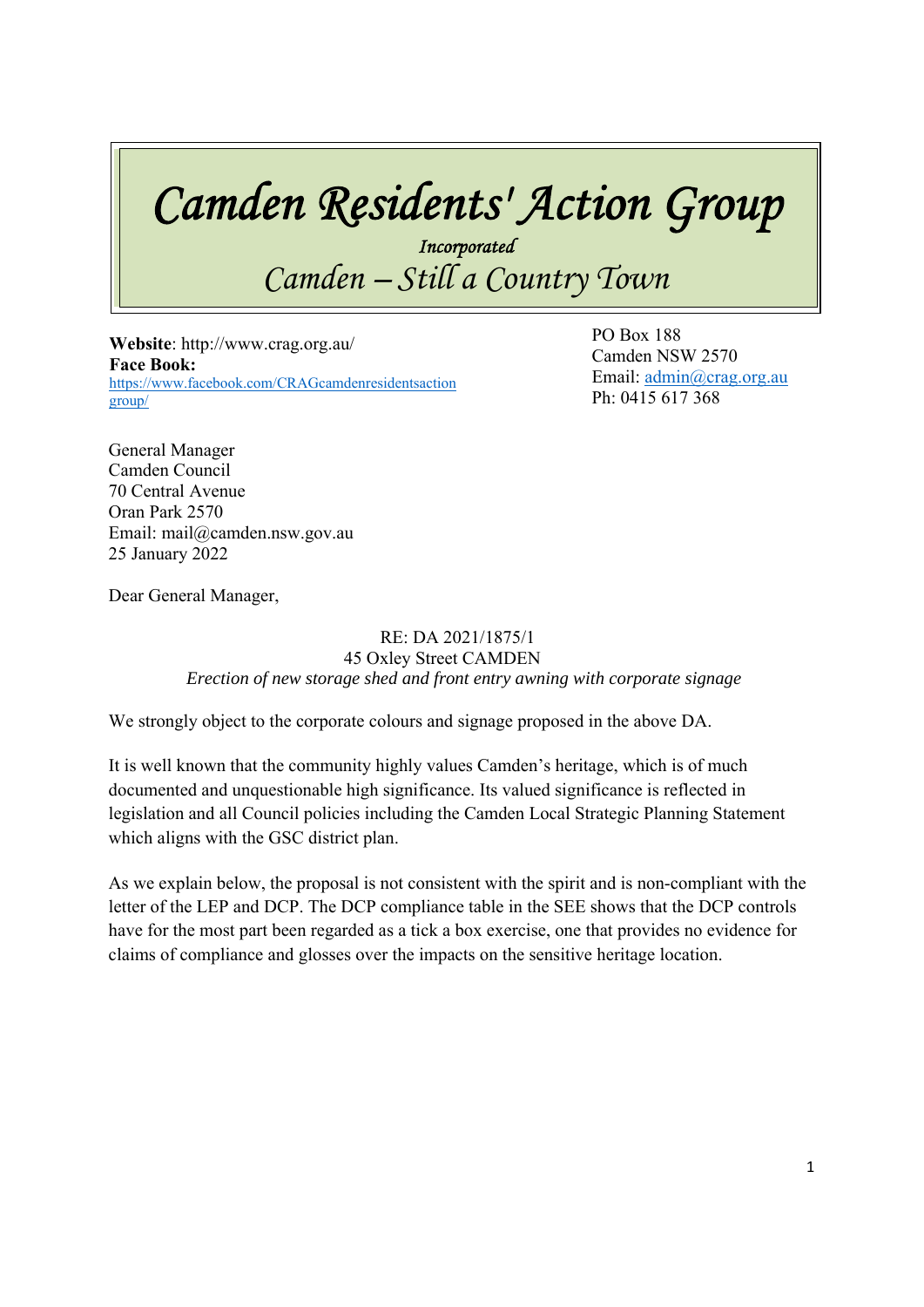# Camden Residents' Action Group

*Incorporated*

*Camden – Still a Country Town*

**Website**: http://www.crag.org.au/
**Face Book:**
https://www.facebook.com/CRAGcamdenresidentsactiongroup/

PO Box 188
Camden NSW 2570
Email: admin@crag.org.au
Ph: 0415 617 368

General Manager
Camden Council
70 Central Avenue
Oran Park 2570
Email: mail@camden.nsw.gov.au
25 January 2022

Dear General Manager,

RE: DA 2021/1875/1
45 Oxley Street CAMDEN
*Erection of new storage shed and front entry awning with corporate signage*

We strongly object to the corporate colours and signage proposed in the above DA.

It is well known that the community highly values Camden's heritage, which is of much documented and unquestionable high significance. Its valued significance is reflected in legislation and all Council policies including the Camden Local Strategic Planning Statement which aligns with the GSC district plan.

As we explain below, the proposal is not consistent with the spirit and is non-compliant with the letter of the LEP and DCP. The DCP compliance table in the SEE shows that the DCP controls have for the most part been regarded as a tick a box exercise, one that provides no evidence for claims of compliance and glosses over the impacts on the sensitive heritage location.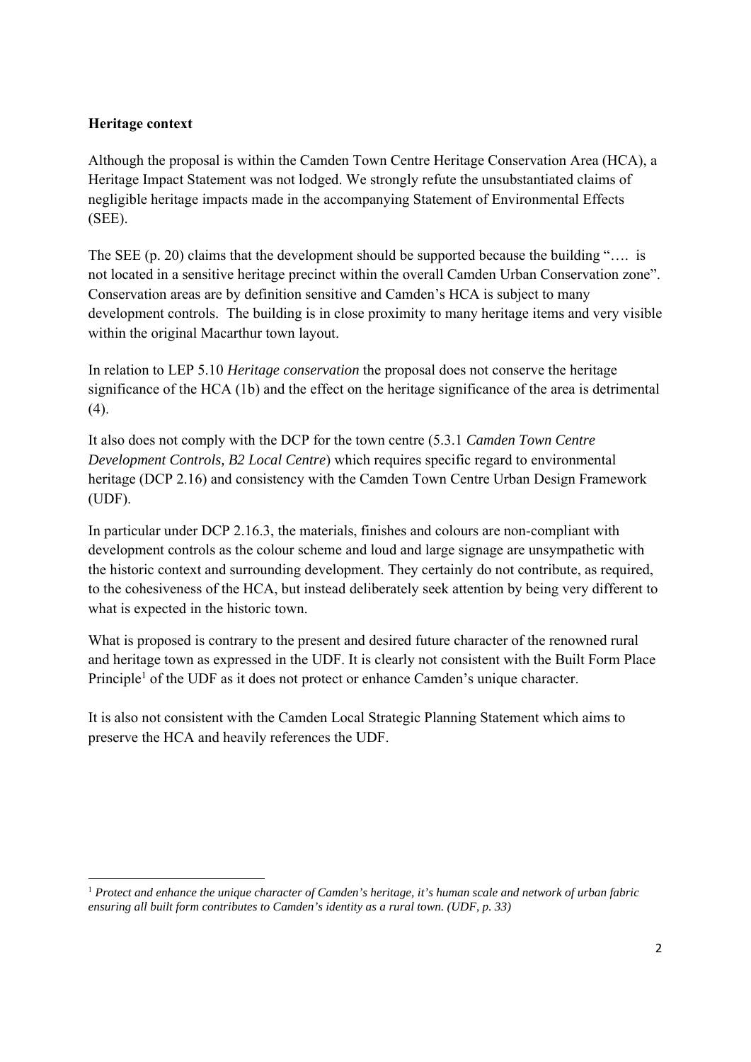**Heritage context**

Although the proposal is within the Camden Town Centre Heritage Conservation Area (HCA), a Heritage Impact Statement was not lodged. We strongly refute the unsubstantiated claims of negligible heritage impacts made in the accompanying Statement of Environmental Effects (SEE).

The SEE (p. 20) claims that the development should be supported because the building "…. is not located in a sensitive heritage precinct within the overall Camden Urban Conservation zone". Conservation areas are by definition sensitive and Camden's HCA is subject to many development controls. The building is in close proximity to many heritage items and very visible within the original Macarthur town layout.

In relation to LEP 5.10 *Heritage conservation* the proposal does not conserve the heritage significance of the HCA (1b) and the effect on the heritage significance of the area is detrimental (4).

It also does not comply with the DCP for the town centre (5.3.1 *Camden Town Centre Development Controls, B2 Local Centre*) which requires specific regard to environmental heritage (DCP 2.16) and consistency with the Camden Town Centre Urban Design Framework (UDF).

In particular under DCP 2.16.3, the materials, finishes and colours are non-compliant with development controls as the colour scheme and loud and large signage are unsympathetic with the historic context and surrounding development. They certainly do not contribute, as required, to the cohesiveness of the HCA, but instead deliberately seek attention by being very different to what is expected in the historic town.

What is proposed is contrary to the present and desired future character of the renowned rural and heritage town as expressed in the UDF. It is clearly not consistent with the Built Form Place Principle[1] of the UDF as it does not protect or enhance Camden's unique character.

It is also not consistent with the Camden Local Strategic Planning Statement which aims to preserve the HCA and heavily references the UDF.

---

[1] *Protect and enhance the unique character of Camden's heritage, it's human scale and network of urban fabric ensuring all built form contributes to Camden's identity as a rural town. (UDF, p. 33)*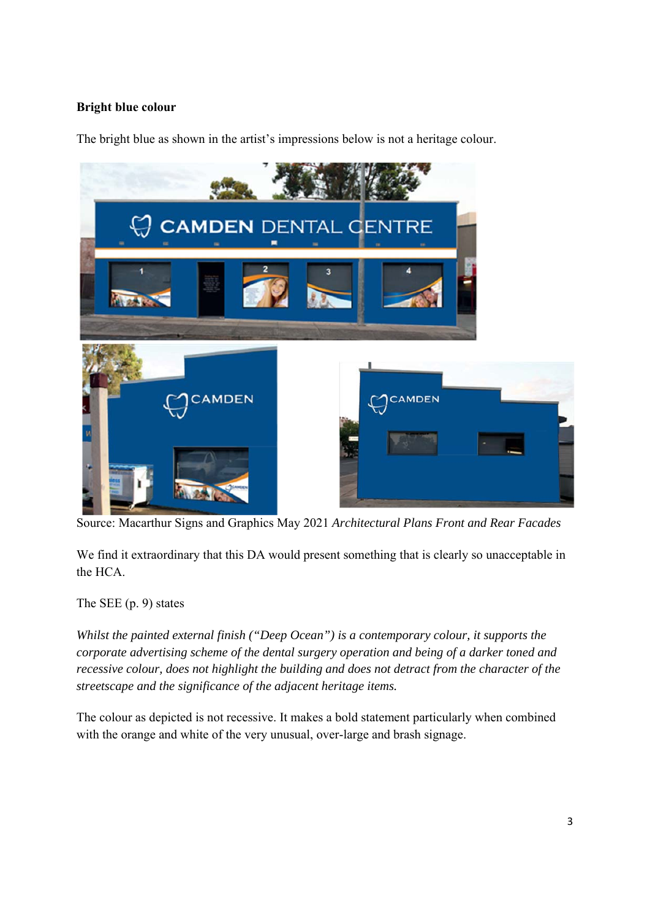**Bright blue colour**

The bright blue as shown in the artist's impressions below is not a heritage colour.

Source: Macarthur Signs and Graphics May 2021 *Architectural Plans Front and Rear Facades*

We find it extraordinary that this DA would present something that is clearly so unacceptable in the HCA.

The SEE (p. 9) states

*Whilst the painted external finish ("Deep Ocean") is a contemporary colour, it supports the corporate advertising scheme of the dental surgery operation and being of a darker toned and recessive colour, does not highlight the building and does not detract from the character of the streetscape and the significance of the adjacent heritage items.*

The colour as depicted is not recessive. It makes a bold statement particularly when combined with the orange and white of the very unusual, over-large and brash signage.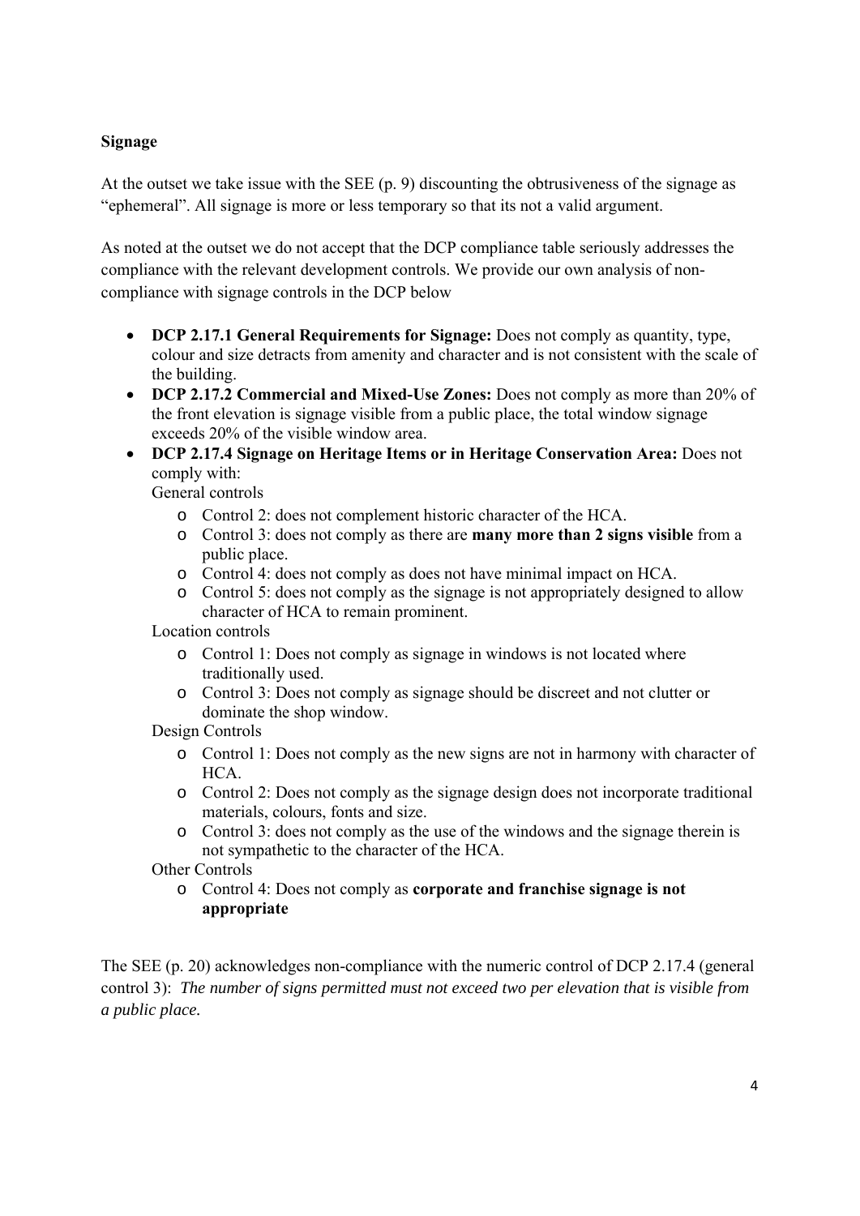**Signage**

At the outset we take issue with the SEE (p. 9) discounting the obtrusiveness of the signage as "ephemeral". All signage is more or less temporary so that its not a valid argument.

As noted at the outset we do not accept that the DCP compliance table seriously addresses the compliance with the relevant development controls. We provide our own analysis of non-compliance with signage controls in the DCP below

- **DCP 2.17.1 General Requirements for Signage:** Does not comply as quantity, type, colour and size detracts from amenity and character and is not consistent with the scale of the building.
- **DCP 2.17.2 Commercial and Mixed-Use Zones:** Does not comply as more than 20% of the front elevation is signage visible from a public place, the total window signage exceeds 20% of the visible window area.
- **DCP 2.17.4 Signage on Heritage Items or in Heritage Conservation Area:** Does not comply with:
  General controls
  - Control 2: does not complement historic character of the HCA.
  - Control 3: does not comply as there are **many more than 2 signs visible** from a public place.
  - Control 4: does not comply as does not have minimal impact on HCA.
  - Control 5: does not comply as the signage is not appropriately designed to allow character of HCA to remain prominent.

  Location controls
  - Control 1: Does not comply as signage in windows is not located where traditionally used.
  - Control 3: Does not comply as signage should be discreet and not clutter or dominate the shop window.

  Design Controls
  - Control 1: Does not comply as the new signs are not in harmony with character of HCA.
  - Control 2: Does not comply as the signage design does not incorporate traditional materials, colours, fonts and size.
  - Control 3: does not comply as the use of the windows and the signage therein is not sympathetic to the character of the HCA.

  Other Controls
  - Control 4: Does not comply as **corporate and franchise signage is not appropriate**

The SEE (p. 20) acknowledges non-compliance with the numeric control of DCP 2.17.4 (general control 3): *The number of signs permitted must not exceed two per elevation that is visible from a public place.*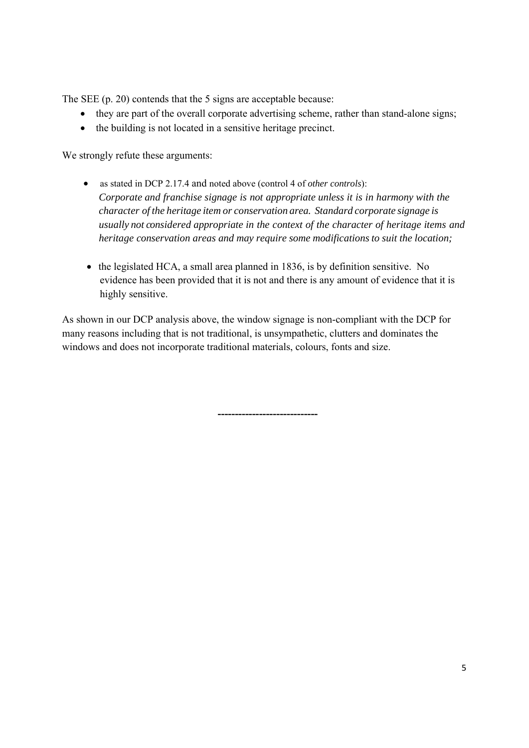The SEE (p. 20) contends that the 5 signs are acceptable because:

- they are part of the overall corporate advertising scheme, rather than stand-alone signs;
- the building is not located in a sensitive heritage precinct.

We strongly refute these arguments:

- as stated in DCP 2.17.4 and noted above (control 4 of *other controls*):
  *Corporate and franchise signage is not appropriate unless it is in harmony with the character of the heritage item or conservation area. Standard corporate signage is usually not considered appropriate in the context of the character of heritage items and heritage conservation areas and may require some modifications to suit the location;*

- the legislated HCA, a small area planned in 1836, is by definition sensitive. No evidence has been provided that it is not and there is any amount of evidence that it is highly sensitive.

As shown in our DCP analysis above, the window signage is non-compliant with the DCP for many reasons including that is not traditional, is unsympathetic, clutters and dominates the windows and does not incorporate traditional materials, colours, fonts and size.

----------------------------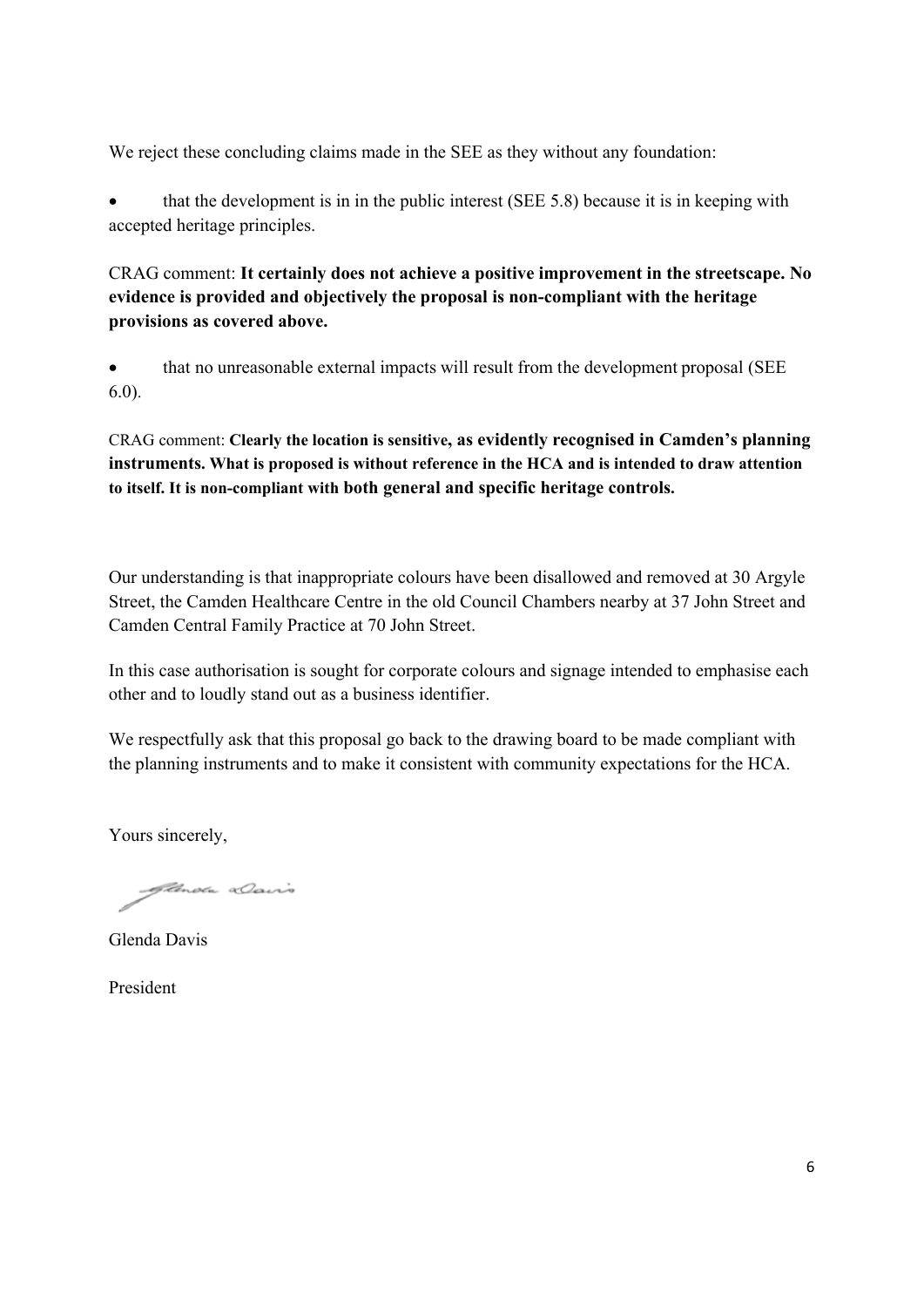We reject these concluding claims made in the SEE as they without any foundation:

- that the development is in in the public interest (SEE 5.8) because it is in keeping with accepted heritage principles.

CRAG comment: **It certainly does not achieve a positive improvement in the streetscape. No evidence is provided and objectively the proposal is non-compliant with the heritage provisions as covered above.**

- that no unreasonable external impacts will result from the development proposal (SEE 6.0).

CRAG comment: **Clearly the location is sensitive, as evidently recognised in Camden's planning instruments. What is proposed is without reference in the HCA and is intended to draw attention to itself. It is non-compliant with both general and specific heritage controls.**

Our understanding is that inappropriate colours have been disallowed and removed at 30 Argyle Street, the Camden Healthcare Centre in the old Council Chambers nearby at 37 John Street and Camden Central Family Practice at 70 John Street.

In this case authorisation is sought for corporate colours and signage intended to emphasise each other and to loudly stand out as a business identifier.

We respectfully ask that this proposal go back to the drawing board to be made compliant with the planning instruments and to make it consistent with community expectations for the HCA.

Yours sincerely,

Glenda Davis

President